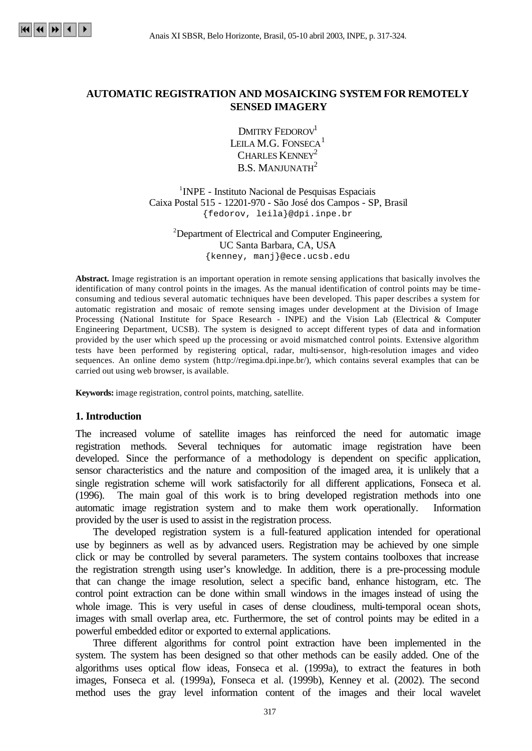# AUTOMATIC REGISTRATION AND MOSAICKING SYSTEM FOR REMOTELY SENSED IMAGERY

DMITRY FEDOROV[1]
LEILA M.G. FONSECA[1]
CHARLES KENNEY[2]
B.S. MANJUNATH[2]

[1]INPE - Instituto Nacional de Pesquisas Espaciais
Caixa Postal 515 - 12201-970 - São José dos Campos - SP, Brasil
{fedorov, leila}@dpi.inpe.br

[2]Department of Electrical and Computer Engineering,
UC Santa Barbara, CA, USA
{kenney, manj}@ece.ucsb.edu

**Abstract.** Image registration is an important operation in remote sensing applications that basically involves the identification of many control points in the images. As the manual identification of control points may be time-consuming and tedious several automatic techniques have been developed. This paper describes a system for automatic registration and mosaic of remote sensing images under development at the Division of Image Processing (National Institute for Space Research - INPE) and the Vision Lab (Electrical & Computer Engineering Department, UCSB). The system is designed to accept different types of data and information provided by the user which speed up the processing or avoid mismatched control points. Extensive algorithm tests have been performed by registering optical, radar, multi-sensor, high-resolution images and video sequences. An online demo system (http://regima.dpi.inpe.br/), which contains several examples that can be carried out using web browser, is available.

**Keywords:** image registration, control points, matching, satellite.

## 1. Introduction

The increased volume of satellite images has reinforced the need for automatic image registration methods. Several techniques for automatic image registration have been developed. Since the performance of a methodology is dependent on specific application, sensor characteristics and the nature and composition of the imaged area, it is unlikely that a single registration scheme will work satisfactorily for all different applications, Fonseca et al. (1996). The main goal of this work is to bring developed registration methods into one automatic image registration system and to make them work operationally. Information provided by the user is used to assist in the registration process.

The developed registration system is a full-featured application intended for operational use by beginners as well as by advanced users. Registration may be achieved by one simple click or may be controlled by several parameters. The system contains toolboxes that increase the registration strength using user's knowledge. In addition, there is a pre-processing module that can change the image resolution, select a specific band, enhance histogram, etc. The control point extraction can be done within small windows in the images instead of using the whole image. This is very useful in cases of dense cloudiness, multi-temporal ocean shots, images with small overlap area, etc. Furthermore, the set of control points may be edited in a powerful embedded editor or exported to external applications.

Three different algorithms for control point extraction have been implemented in the system. The system has been designed so that other methods can be easily added. One of the algorithms uses optical flow ideas, Fonseca et al. (1999a), to extract the features in both images, Fonseca et al. (1999a), Fonseca et al. (1999b), Kenney et al. (2002). The second method uses the gray level information content of the images and their local wavelet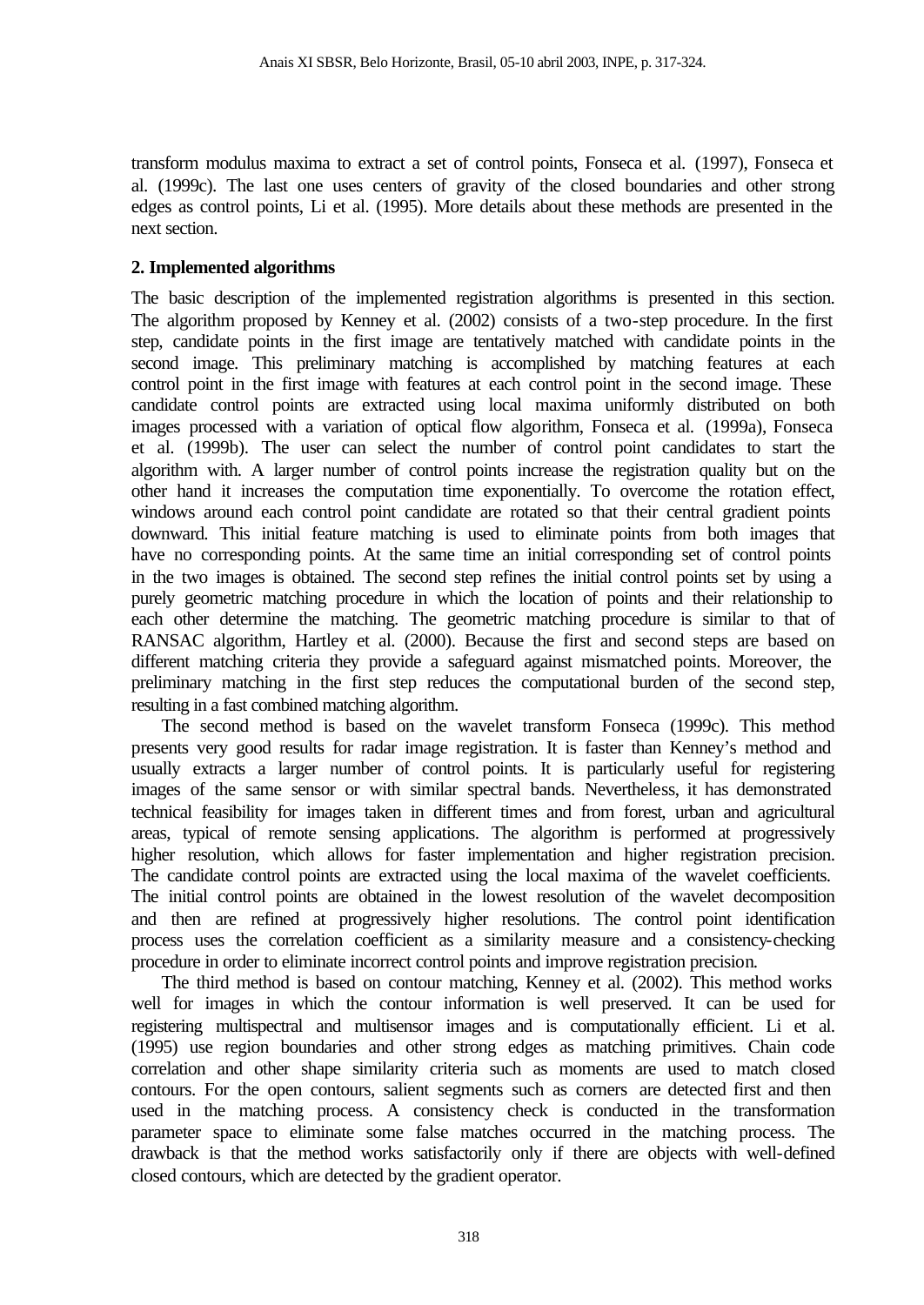transform modulus maxima to extract a set of control points, Fonseca et al. (1997), Fonseca et al. (1999c). The last one uses centers of gravity of the closed boundaries and other strong edges as control points, Li et al. (1995). More details about these methods are presented in the next section.

## 2. Implemented algorithms

The basic description of the implemented registration algorithms is presented in this section. The algorithm proposed by Kenney et al. (2002) consists of a two-step procedure. In the first step, candidate points in the first image are tentatively matched with candidate points in the second image. This preliminary matching is accomplished by matching features at each control point in the first image with features at each control point in the second image. These candidate control points are extracted using local maxima uniformly distributed on both images processed with a variation of optical flow algorithm, Fonseca et al. (1999a), Fonseca et al. (1999b). The user can select the number of control point candidates to start the algorithm with. A larger number of control points increase the registration quality but on the other hand it increases the computation time exponentially. To overcome the rotation effect, windows around each control point candidate are rotated so that their central gradient points downward. This initial feature matching is used to eliminate points from both images that have no corresponding points. At the same time an initial corresponding set of control points in the two images is obtained. The second step refines the initial control points set by using a purely geometric matching procedure in which the location of points and their relationship to each other determine the matching. The geometric matching procedure is similar to that of RANSAC algorithm, Hartley et al. (2000). Because the first and second steps are based on different matching criteria they provide a safeguard against mismatched points. Moreover, the preliminary matching in the first step reduces the computational burden of the second step, resulting in a fast combined matching algorithm.

The second method is based on the wavelet transform Fonseca (1999c). This method presents very good results for radar image registration. It is faster than Kenney's method and usually extracts a larger number of control points. It is particularly useful for registering images of the same sensor or with similar spectral bands. Nevertheless, it has demonstrated technical feasibility for images taken in different times and from forest, urban and agricultural areas, typical of remote sensing applications. The algorithm is performed at progressively higher resolution, which allows for faster implementation and higher registration precision. The candidate control points are extracted using the local maxima of the wavelet coefficients. The initial control points are obtained in the lowest resolution of the wavelet decomposition and then are refined at progressively higher resolutions. The control point identification process uses the correlation coefficient as a similarity measure and a consistency-checking procedure in order to eliminate incorrect control points and improve registration precision.

The third method is based on contour matching, Kenney et al. (2002). This method works well for images in which the contour information is well preserved. It can be used for registering multispectral and multisensor images and is computationally efficient. Li et al. (1995) use region boundaries and other strong edges as matching primitives. Chain code correlation and other shape similarity criteria such as moments are used to match closed contours. For the open contours, salient segments such as corners are detected first and then used in the matching process. A consistency check is conducted in the transformation parameter space to eliminate some false matches occurred in the matching process. The drawback is that the method works satisfactorily only if there are objects with well-defined closed contours, which are detected by the gradient operator.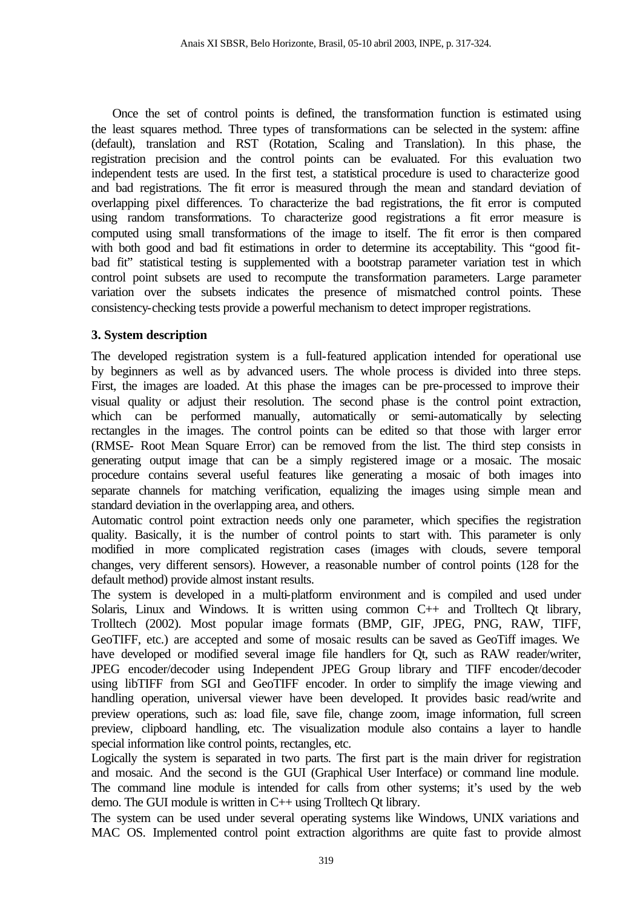Once the set of control points is defined, the transformation function is estimated using the least squares method. Three types of transformations can be selected in the system: affine (default), translation and RST (Rotation, Scaling and Translation). In this phase, the registration precision and the control points can be evaluated. For this evaluation two independent tests are used. In the first test, a statistical procedure is used to characterize good and bad registrations. The fit error is measured through the mean and standard deviation of overlapping pixel differences. To characterize the bad registrations, the fit error is computed using random transformations. To characterize good registrations a fit error measure is computed using small transformations of the image to itself. The fit error is then compared with both good and bad fit estimations in order to determine its acceptability. This "good fit-bad fit" statistical testing is supplemented with a bootstrap parameter variation test in which control point subsets are used to recompute the transformation parameters. Large parameter variation over the subsets indicates the presence of mismatched control points. These consistency-checking tests provide a powerful mechanism to detect improper registrations.

## 3. System description

The developed registration system is a full-featured application intended for operational use by beginners as well as by advanced users. The whole process is divided into three steps. First, the images are loaded. At this phase the images can be pre-processed to improve their visual quality or adjust their resolution. The second phase is the control point extraction, which can be performed manually, automatically or semi-automatically by selecting rectangles in the images. The control points can be edited so that those with larger error (RMSE- Root Mean Square Error) can be removed from the list. The third step consists in generating output image that can be a simply registered image or a mosaic. The mosaic procedure contains several useful features like generating a mosaic of both images into separate channels for matching verification, equalizing the images using simple mean and standard deviation in the overlapping area, and others.

Automatic control point extraction needs only one parameter, which specifies the registration quality. Basically, it is the number of control points to start with. This parameter is only modified in more complicated registration cases (images with clouds, severe temporal changes, very different sensors). However, a reasonable number of control points (128 for the default method) provide almost instant results.

The system is developed in a multi-platform environment and is compiled and used under Solaris, Linux and Windows. It is written using common C++ and Trolltech Qt library, Trolltech (2002). Most popular image formats (BMP, GIF, JPEG, PNG, RAW, TIFF, GeoTIFF, etc.) are accepted and some of mosaic results can be saved as GeoTiff images. We have developed or modified several image file handlers for Qt, such as RAW reader/writer, JPEG encoder/decoder using Independent JPEG Group library and TIFF encoder/decoder using libTIFF from SGI and GeoTIFF encoder. In order to simplify the image viewing and handling operation, universal viewer have been developed. It provides basic read/write and preview operations, such as: load file, save file, change zoom, image information, full screen preview, clipboard handling, etc. The visualization module also contains a layer to handle special information like control points, rectangles, etc.

Logically the system is separated in two parts. The first part is the main driver for registration and mosaic. And the second is the GUI (Graphical User Interface) or command line module. The command line module is intended for calls from other systems; it's used by the web demo. The GUI module is written in C++ using Trolltech Qt library.

The system can be used under several operating systems like Windows, UNIX variations and MAC OS. Implemented control point extraction algorithms are quite fast to provide almost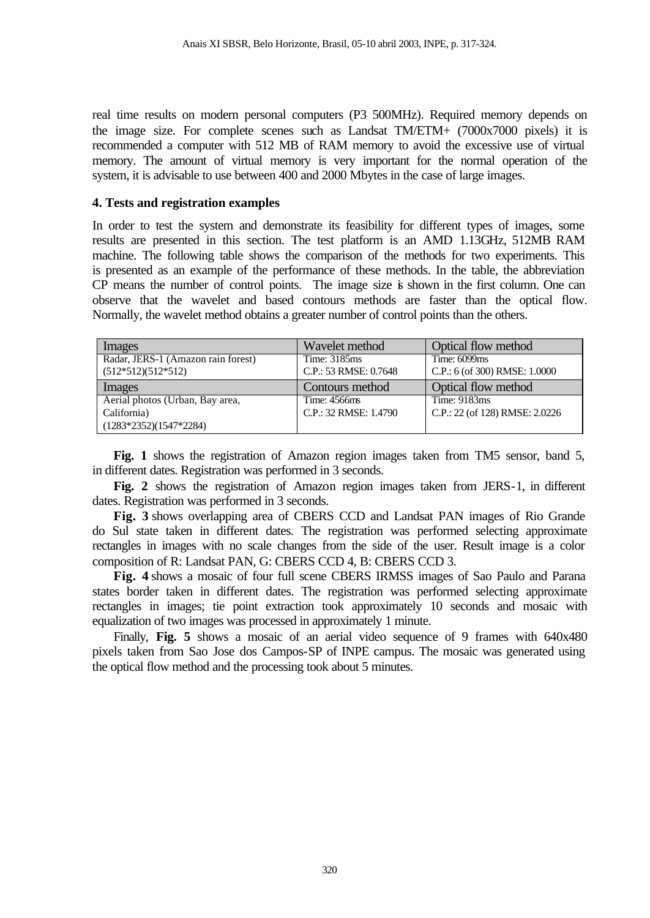real time results on modern personal computers (P3 500MHz). Required memory depends on the image size. For complete scenes such as Landsat TM/ETM+ (7000x7000 pixels) it is recommended a computer with 512 MB of RAM memory to avoid the excessive use of virtual memory. The amount of virtual memory is very important for the normal operation of the system, it is advisable to use between 400 and 2000 Mbytes in the case of large images.

## 4. Tests and registration examples

In order to test the system and demonstrate its feasibility for different types of images, some results are presented in this section. The test platform is an AMD 1.13GHz, 512MB RAM machine. The following table shows the comparison of the methods for two experiments. This is presented as an example of the performance of these methods. In the table, the abbreviation CP means the number of control points. The image size is shown in the first column. One can observe that the wavelet and based contours methods are faster than the optical flow. Normally, the wavelet method obtains a greater number of control points than the others.

| Images | Wavelet method | Optical flow method |
|---|---|---|
| Radar, JERS-1 (Amazon rain forest) (512*512)(512*512) | Time: 3185ms C.P.: 53 RMSE: 0.7648 | Time: 6099ms C.P.: 6 (of 300) RMSE: 1.0000 |
| **Images** | **Contours method** | **Optical flow method** |
| Aerial photos (Urban, Bay area, California) (1283*2352)(1547*2284) | Time: 4566ms C.P.: 32 RMSE: 1.4790 | Time: 9183ms C.P.: 22 (of 128) RMSE: 2.0226 |

**Fig. 1** shows the registration of Amazon region images taken from TM5 sensor, band 5, in different dates. Registration was performed in 3 seconds.

**Fig. 2** shows the registration of Amazon region images taken from JERS-1, in different dates. Registration was performed in 3 seconds.

**Fig. 3** shows overlapping area of CBERS CCD and Landsat PAN images of Rio Grande do Sul state taken in different dates. The registration was performed selecting approximate rectangles in images with no scale changes from the side of the user. Result image is a color composition of R: Landsat PAN, G: CBERS CCD 4, B: CBERS CCD 3.

**Fig. 4** shows a mosaic of four full scene CBERS IRMSS images of Sao Paulo and Parana states border taken in different dates. The registration was performed selecting approximate rectangles in images; tie point extraction took approximately 10 seconds and mosaic with equalization of two images was processed in approximately 1 minute.

Finally, **Fig. 5** shows a mosaic of an aerial video sequence of 9 frames with 640x480 pixels taken from Sao Jose dos Campos-SP of INPE campus. The mosaic was generated using the optical flow method and the processing took about 5 minutes.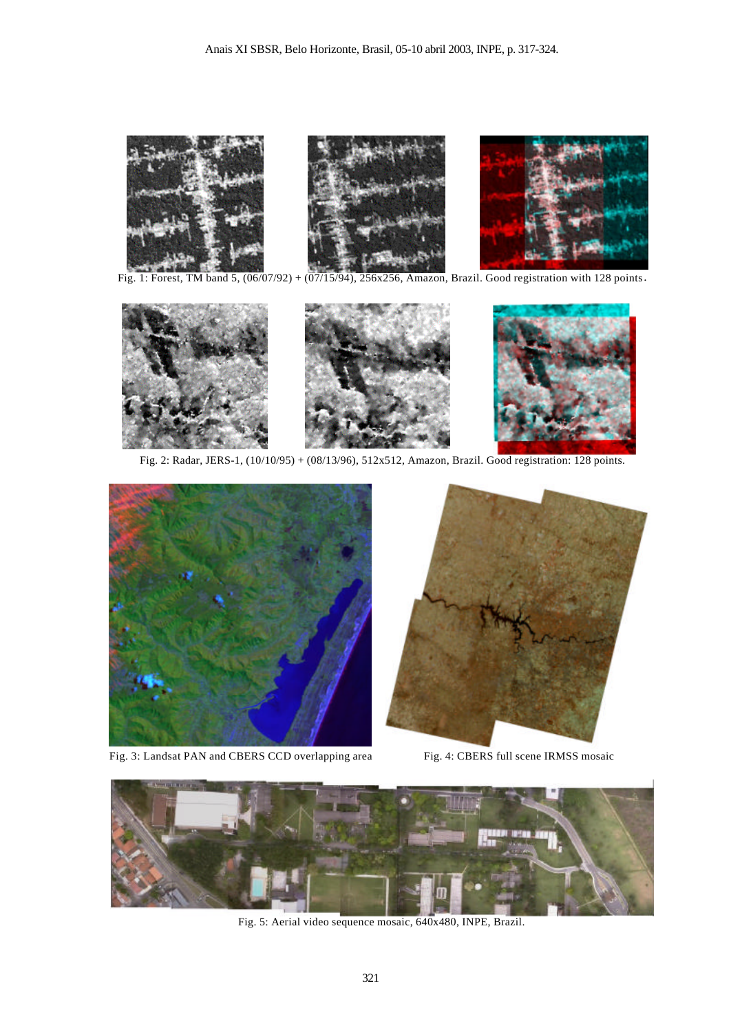Fig. 1: Forest, TM band 5, (06/07/92) + (07/15/94), 256x256, Amazon, Brazil. Good registration with 128 points.

Fig. 2: Radar, JERS-1, (10/10/95) + (08/13/96), 512x512, Amazon, Brazil. Good registration: 128 points.

Fig. 3: Landsat PAN and CBERS CCD overlapping area

Fig. 4: CBERS full scene IRMSS mosaic

Fig. 5: Aerial video sequence mosaic, 640x480, INPE, Brazil.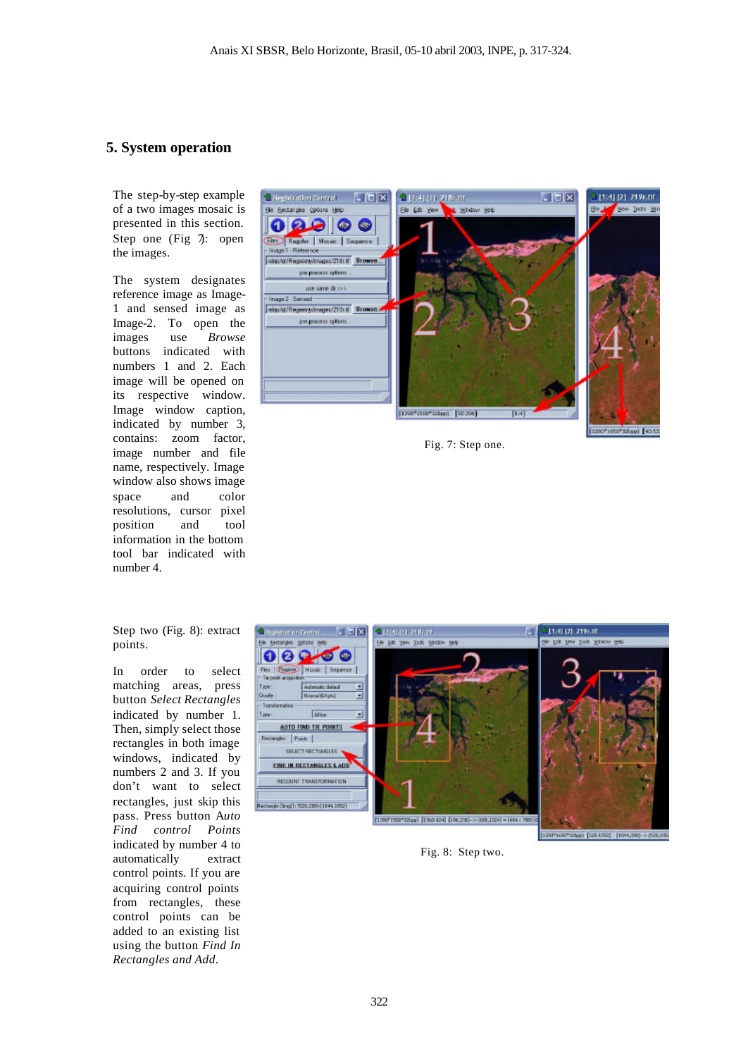## 5. System operation

The step-by-step example of a two images mosaic is presented in this section. Step one (Fig 7): open the images.

The system designates reference image as Image-1 and sensed image as Image-2. To open the images use *Browse* buttons indicated with numbers 1 and 2. Each image will be opened on its respective window. Image window caption, indicated by number 3, contains: zoom factor, image number and file name, respectively. Image window also shows image space and color resolutions, cursor pixel position and tool information in the bottom tool bar indicated with number 4.

Fig. 7: Step one.

Step two (Fig. 8): extract points.

In order to select matching areas, press button *Select Rectangles* indicated by number 1. Then, simply select those rectangles in both image windows, indicated by numbers 2 and 3. If you don't want to select rectangles, just skip this pass. Press button *Auto Find control Points* indicated by number 4 to automatically extract control points. If you are acquiring control points from rectangles, these control points can be added to an existing list using the button *Find In Rectangles and Add*.

Fig. 8: Step two.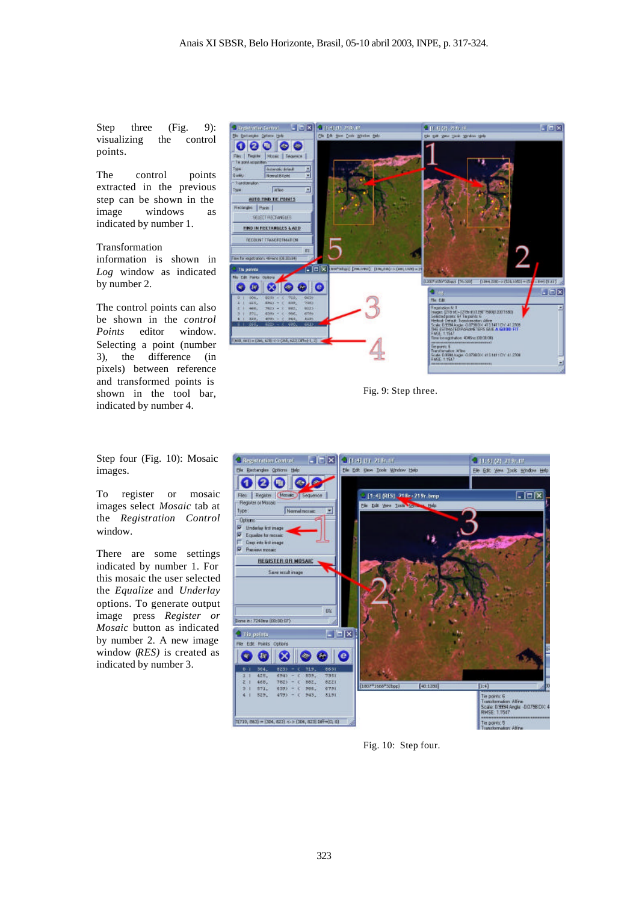Step three (Fig. 9): visualizing the control points.

The control points extracted in the previous step can be shown in the image windows as indicated by number 1.

Transformation information is shown in *Log* window as indicated by number 2.

The control points can also be shown in the *control Points* editor window. Selecting a point (number 3), the difference (in pixels) between reference and transformed points is shown in the tool bar, indicated by number 4.

Fig. 9: Step three.

Step four (Fig. 10): Mosaic images.

To register or mosaic images select *Mosaic* tab at the *Registration Control* window.

There are some settings indicated by number 1. For this mosaic the user selected the *Equalize* and *Underlay* options. To generate output image press *Register or Mosaic* button as indicated by number 2. A new image window (*RES)* is created as indicated by number 3.

Fig. 10: Step four.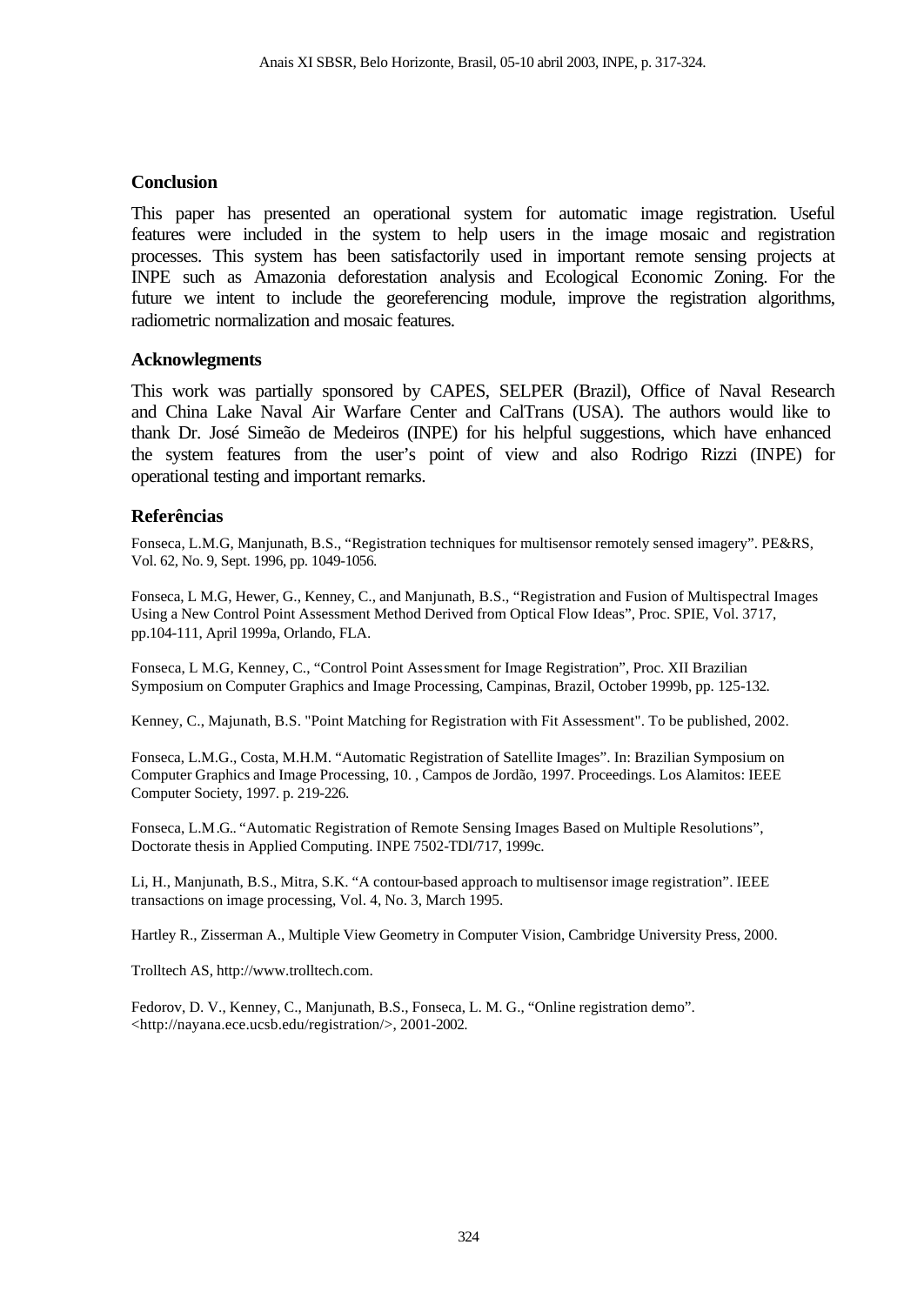## Conclusion

This paper has presented an operational system for automatic image registration. Useful features were included in the system to help users in the image mosaic and registration processes. This system has been satisfactorily used in important remote sensing projects at INPE such as Amazonia deforestation analysis and Ecological Economic Zoning. For the future we intent to include the georeferencing module, improve the registration algorithms, radiometric normalization and mosaic features.

## Acknowlegments

This work was partially sponsored by CAPES, SELPER (Brazil), Office of Naval Research and China Lake Naval Air Warfare Center and CalTrans (USA). The authors would like to thank Dr. José Simeão de Medeiros (INPE) for his helpful suggestions, which have enhanced the system features from the user's point of view and also Rodrigo Rizzi (INPE) for operational testing and important remarks.

## Referências

Fonseca, L.M.G, Manjunath, B.S., "Registration techniques for multisensor remotely sensed imagery". PE&RS, Vol. 62, No. 9, Sept. 1996, pp. 1049-1056.

Fonseca, L M.G, Hewer, G., Kenney, C., and Manjunath, B.S., "Registration and Fusion of Multispectral Images Using a New Control Point Assessment Method Derived from Optical Flow Ideas", Proc. SPIE, Vol. 3717, pp.104-111, April 1999a, Orlando, FLA.

Fonseca, L M.G, Kenney, C., "Control Point Assessment for Image Registration", Proc. XII Brazilian Symposium on Computer Graphics and Image Processing, Campinas, Brazil, October 1999b, pp. 125-132.

Kenney, C., Majunath, B.S. "Point Matching for Registration with Fit Assessment". To be published, 2002.

Fonseca, L.M.G., Costa, M.H.M. "Automatic Registration of Satellite Images". In: Brazilian Symposium on Computer Graphics and Image Processing, 10. , Campos de Jordão, 1997. Proceedings. Los Alamitos: IEEE Computer Society, 1997. p. 219-226.

Fonseca, L.M.G.. "Automatic Registration of Remote Sensing Images Based on Multiple Resolutions", Doctorate thesis in Applied Computing. INPE 7502-TDI/717, 1999c.

Li, H., Manjunath, B.S., Mitra, S.K. "A contour-based approach to multisensor image registration". IEEE transactions on image processing, Vol. 4, No. 3, March 1995.

Hartley R., Zisserman A., Multiple View Geometry in Computer Vision, Cambridge University Press, 2000.

Trolltech AS, http://www.trolltech.com.

Fedorov, D. V., Kenney, C., Manjunath, B.S., Fonseca, L. M. G., "Online registration demo". <http://nayana.ece.ucsb.edu/registration/>, 2001-2002.